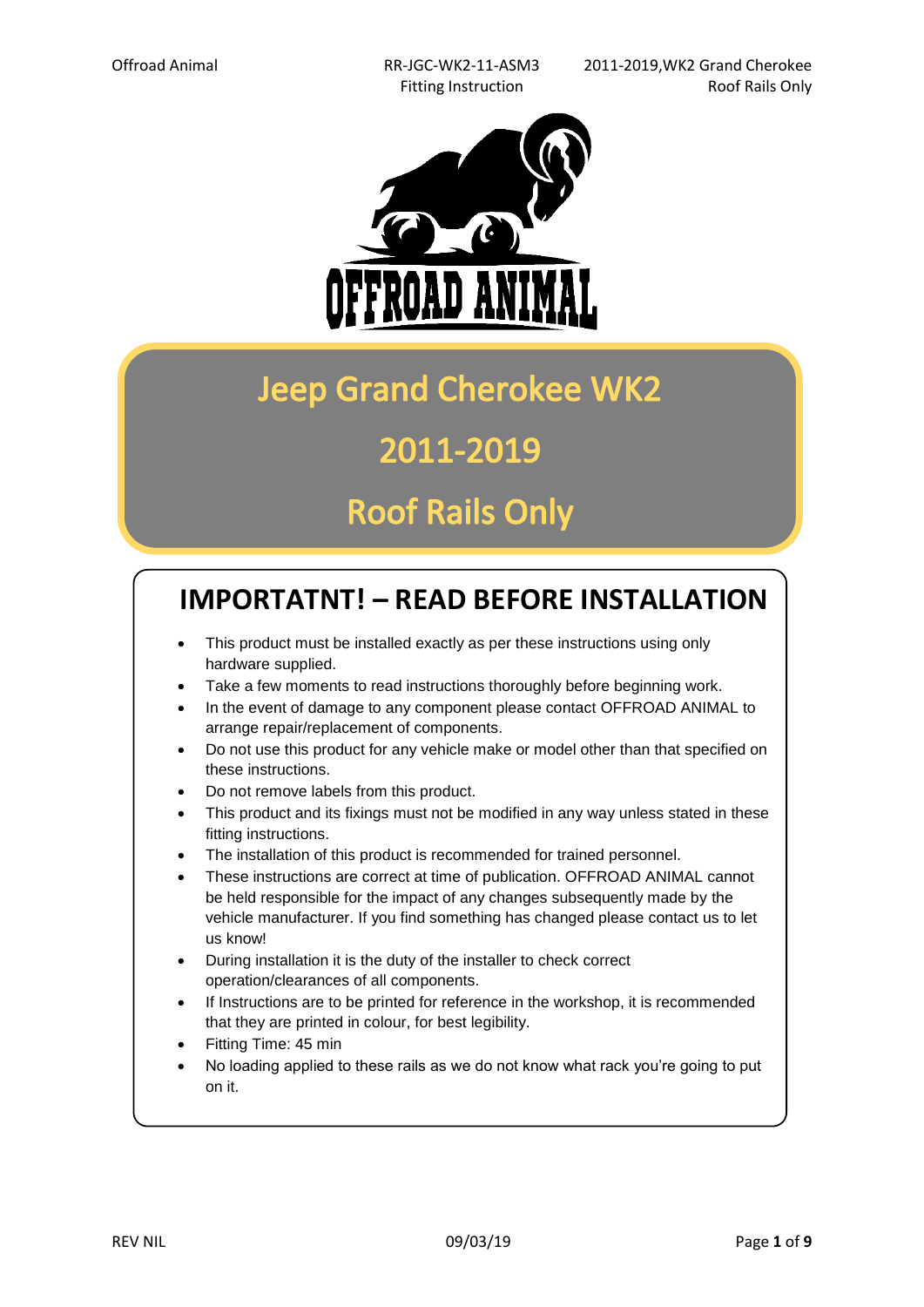# Jeep Grand Cherokee WK2

# 2011-2019

# Roof Rails Only

## IMPORTATNT! – READ BEFORE INSTALLATION

- This product must be installed exactly as per these instructions using only hardware supplied.
- Take a few moments to read instructions thoroughly before beginning work.
- In the event of damage to any component please contact OFFROAD ANIMAL to arrange repair/replacement of components.
- Do not use this product for any vehicle make or model other than that specified on these instructions.
- Do not remove labels from this product.
- This product and its fixings must not be modified in any way unless stated in these fitting instructions.
- The installation of this product is recommended for trained personnel.
- These instructions are correct at time of publication. OFFROAD ANIMAL cannot be held responsible for the impact of any changes subsequently made by the vehicle manufacturer. If you find something has changed please contact us to let us know!
- During installation it is the duty of the installer to check correct operation/clearances of all components.
- If Instructions are to be printed for reference in the workshop, it is recommended that they are printed in colour, for best legibility.
- Fitting Time: 45 min
- No loading applied to these rails as we do not know what rack you're going to put on it.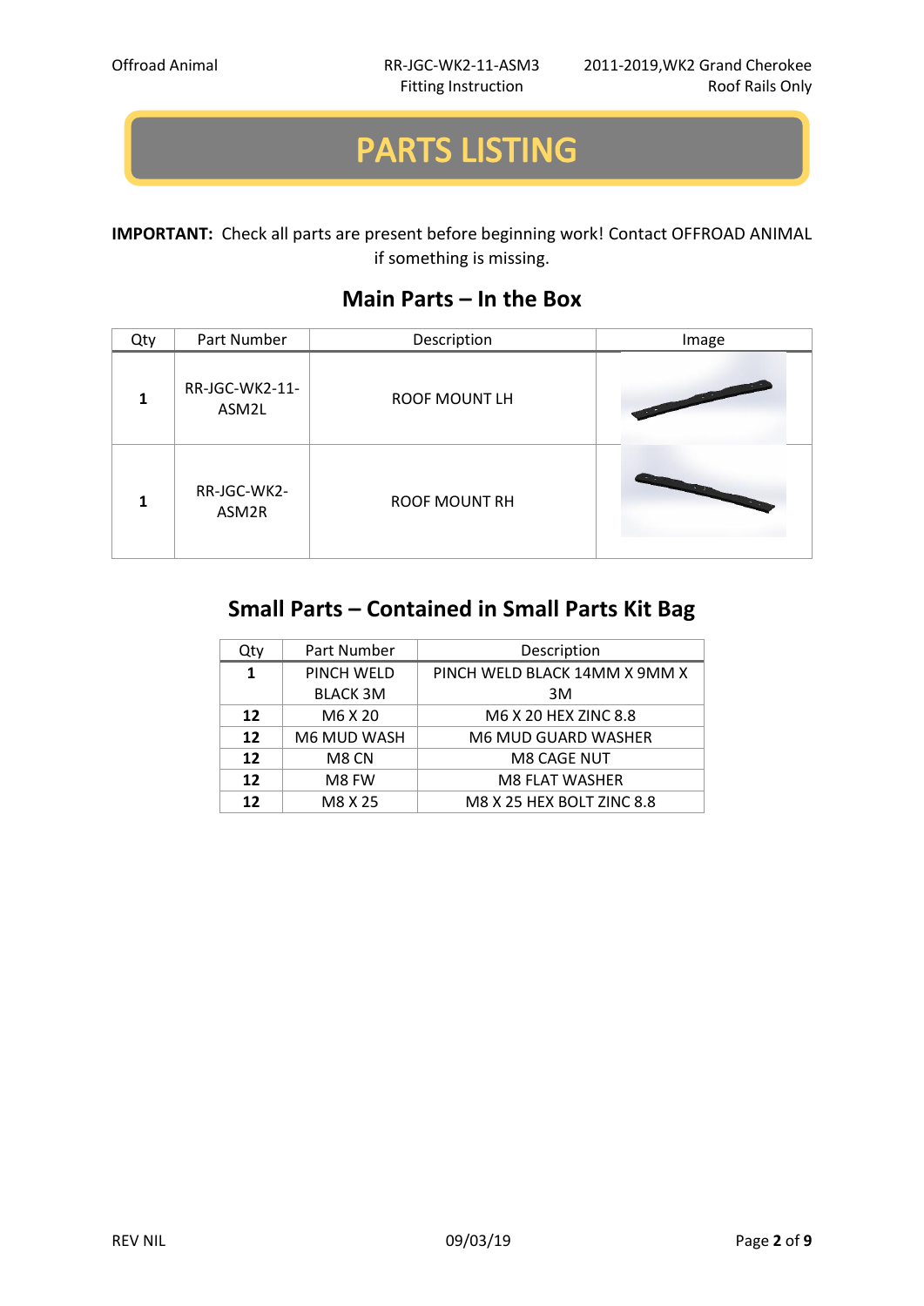# PARTS LISTING

**IMPORTANT:** Check all parts are present before beginning work! Contact OFFROAD ANIMAL if something is missing.

## Main Parts – In the Box

| Qty | Part Number | Description | Image |
|---|---|---|---|
| **1** | RR-JGC-WK2-11-ASM2L | ROOF MOUNT LH | |
| **1** | RR-JGC-WK2-ASM2R | ROOF MOUNT RH | |

## Small Parts – Contained in Small Parts Kit Bag

| Qty | Part Number | Description |
|---|---|---|
| **1** | PINCH WELD BLACK 3M | PINCH WELD BLACK 14MM X 9MM X 3M |
| **12** | M6 X 20 | M6 X 20 HEX ZINC 8.8 |
| **12** | M6 MUD WASH | M6 MUD GUARD WASHER |
| **12** | M8 CN | M8 CAGE NUT |
| **12** | M8 FW | M8 FLAT WASHER |
| **12** | M8 X 25 | M8 X 25 HEX BOLT ZINC 8.8 |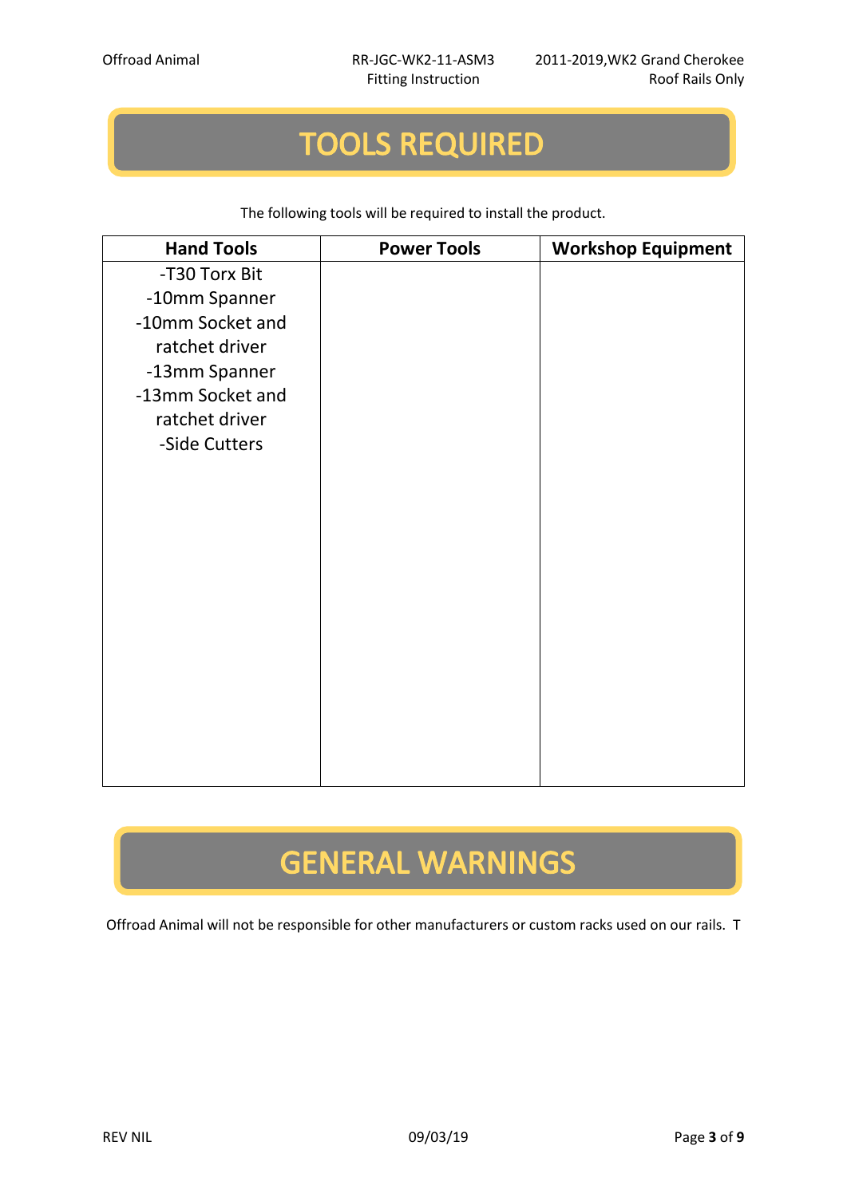# TOOLS REQUIRED

The following tools will be required to install the product.

| Hand Tools | Power Tools | Workshop Equipment |
|---|---|---|
| -T30 Torx Bit<br>-10mm Spanner<br>-10mm Socket and ratchet driver<br>-13mm Spanner<br>-13mm Socket and ratchet driver<br>-Side Cutters | | |

# GENERAL WARNINGS

Offroad Animal will not be responsible for other manufacturers or custom racks used on our rails. T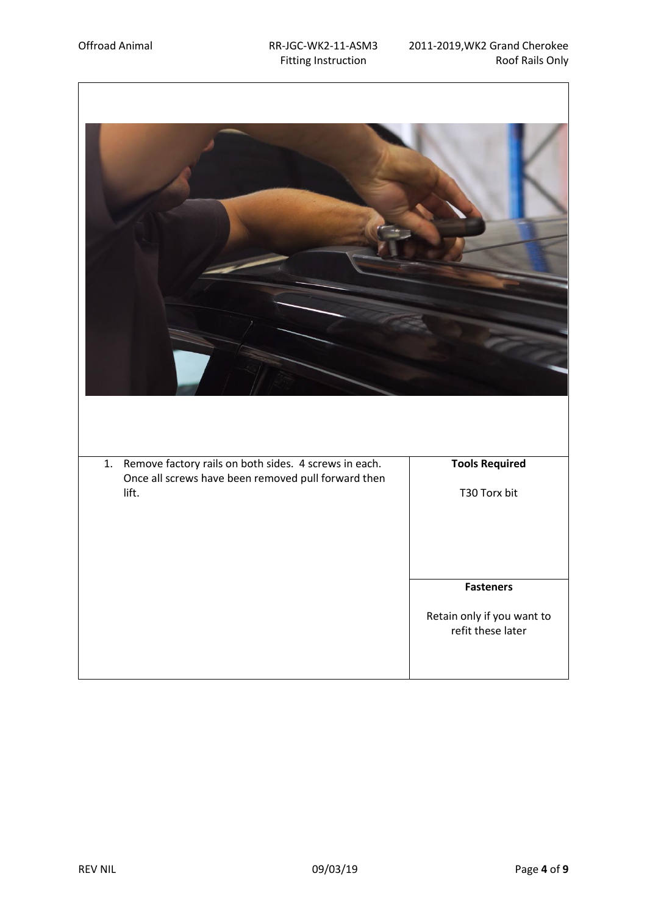| | |
|---|---|
| 1. Remove factory rails on both sides. 4 screws in each. Once all screws have been removed pull forward then lift. | **Tools Required**<br><br>T30 Torx bit |
| | **Fasteners**<br><br>Retain only if you want to refit these later |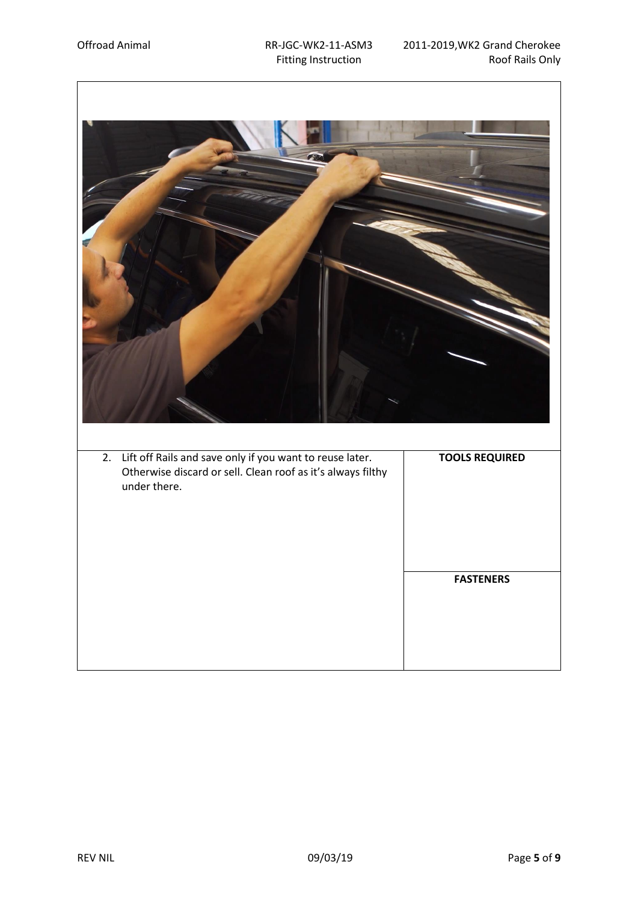| 2. Lift off Rails and save only if you want to reuse later. Otherwise discard or sell. Clean roof as it's always filthy under there. | **TOOLS REQUIRED** |
| --- | --- |
| | **FASTENERS** |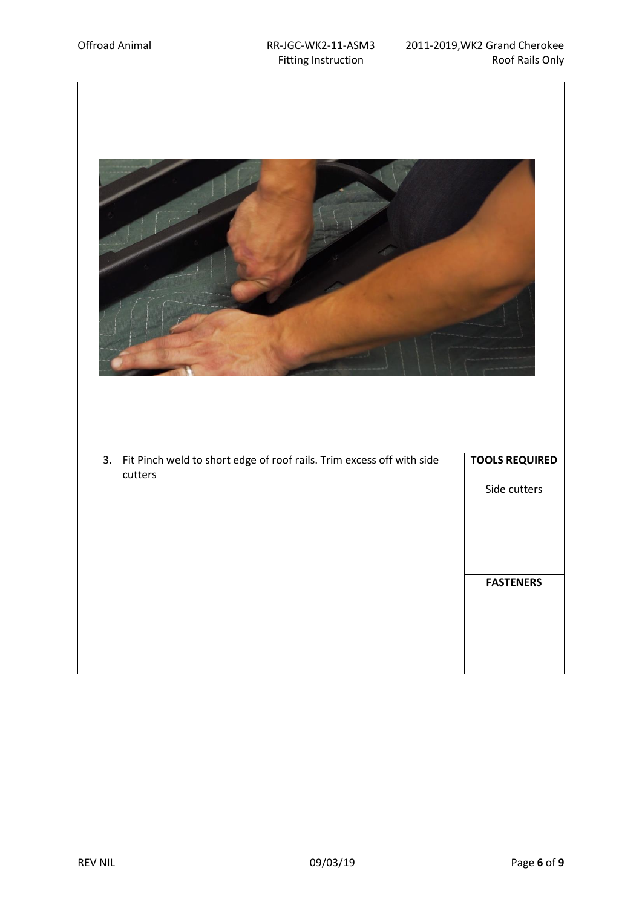| 3. Fit Pinch weld to short edge of roof rails. Trim excess off with side cutters | **TOOLS REQUIRED** |
|---|---|
| | Side cutters |
| | **FASTENERS** |
| | |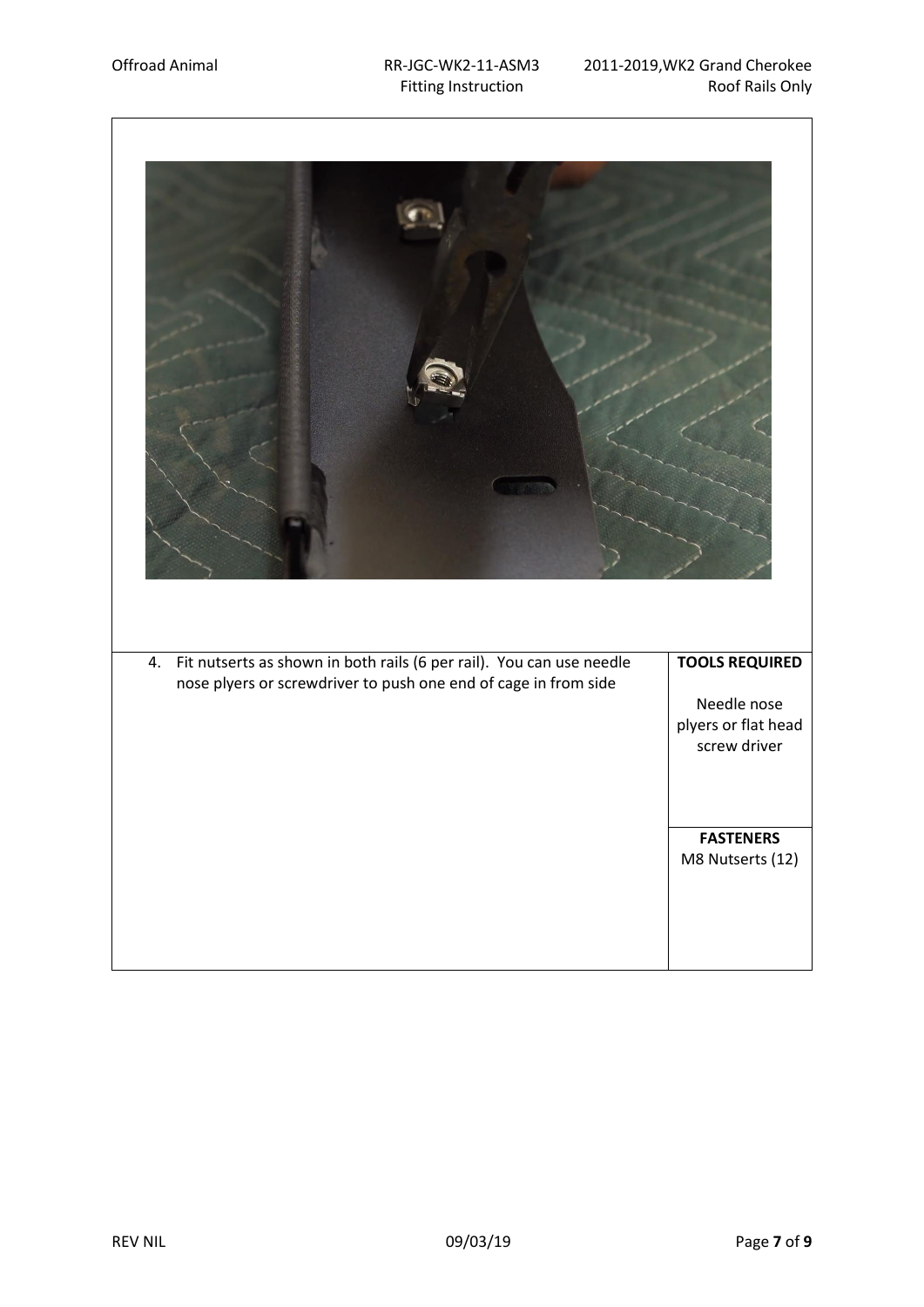| | |
|---|---|
| 4. Fit nutserts as shown in both rails (6 per rail). You can use needle nose plyers or screwdriver to push one end of cage in from side | **TOOLS REQUIRED**<br><br>Needle nose plyers or flat head screw driver |
| | **FASTENERS**<br>M8 Nutserts (12) |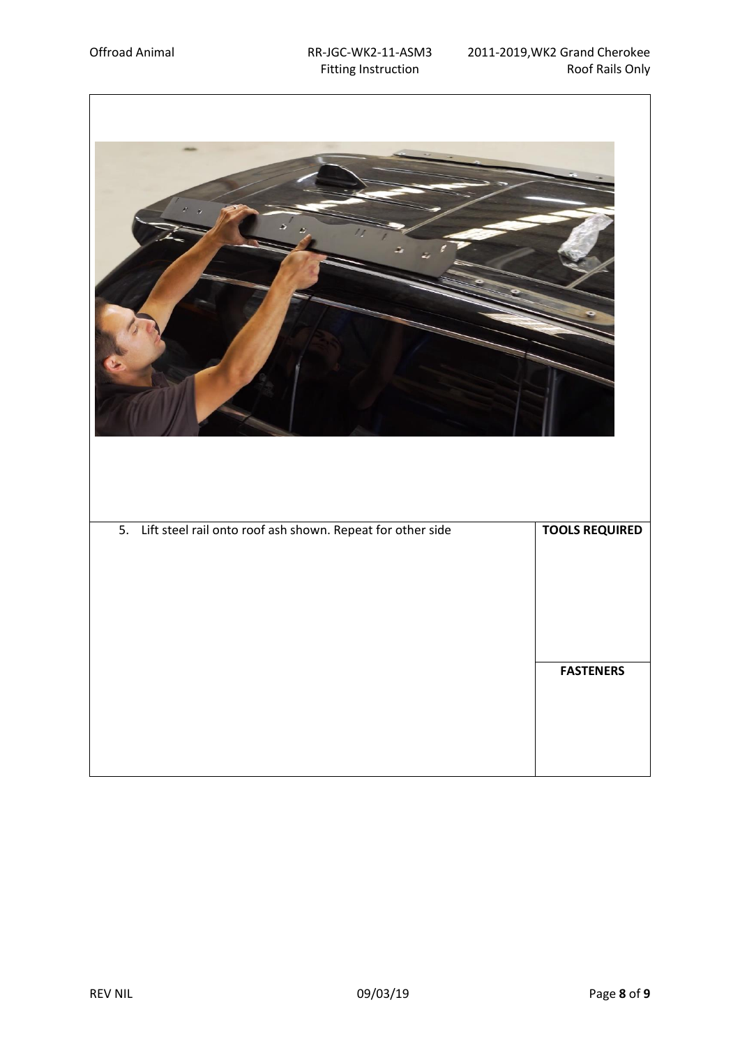| 5. Lift steel rail onto roof ash shown. Repeat for other side | **TOOLS REQUIRED** |
| --- | --- |
| | **FASTENERS** |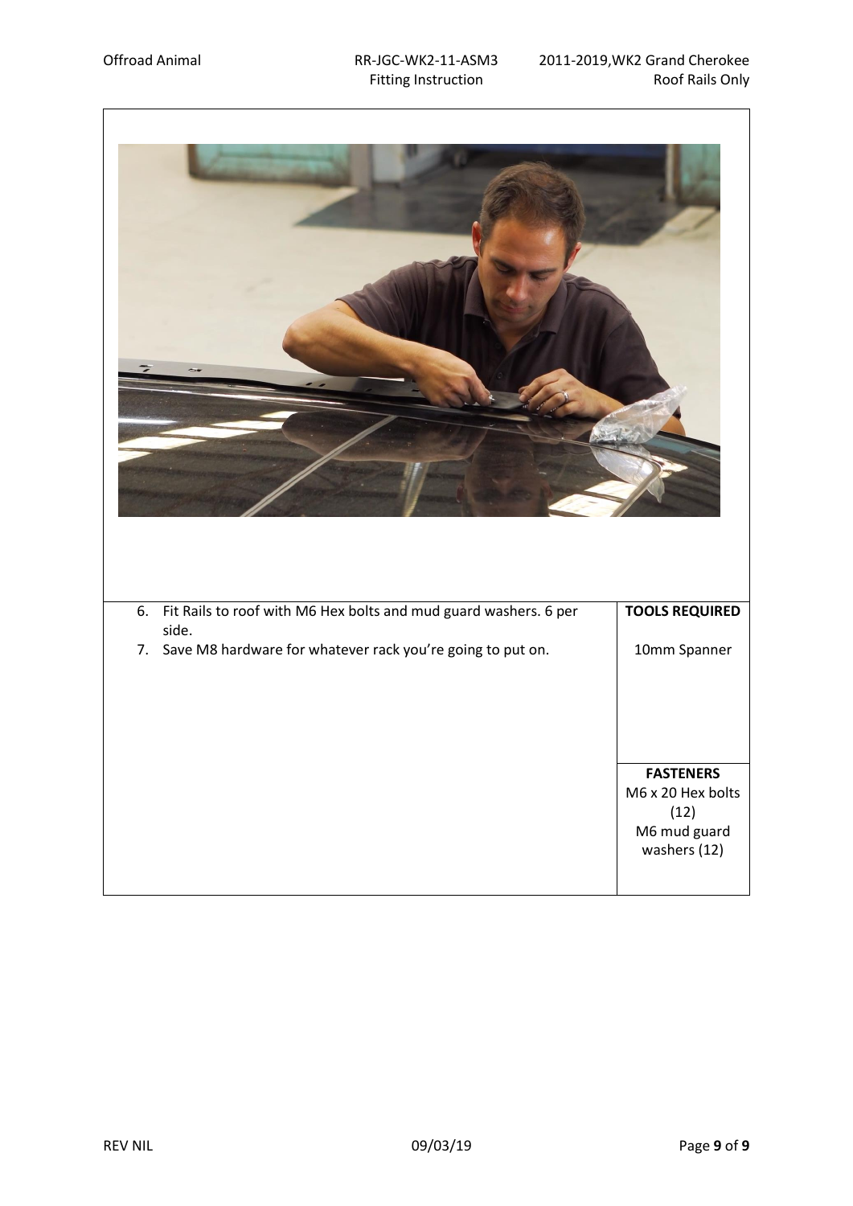| | |
|---|---|
| 6. Fit Rails to roof with M6 Hex bolts and mud guard washers. 6 per side.<br>7. Save M8 hardware for whatever rack you're going to put on. | **TOOLS REQUIRED**<br><br>10mm Spanner |
| | **FASTENERS**<br>M6 x 20 Hex bolts (12)<br>M6 mud guard washers (12) |